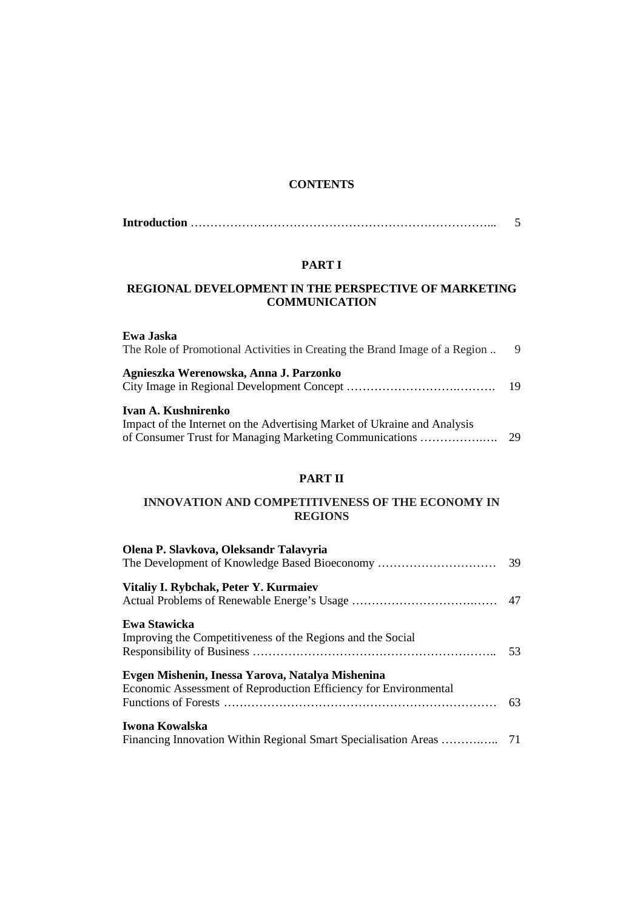# CONTENTS

**Introduction** ………………………………………………………………... 5

## PART I

## REGIONAL DEVELOPMENT IN THE PERSPECTIVE OF MARKETING COMMUNICATION

**Ewa Jaska**
The Role of Promotional Activities in Creating the Brand Image of a Region .. 9

**Agnieszka Werenowska, Anna J. Parzonko**
City Image in Regional Development Concept ……………………….………. 19

**Ivan A. Kushnirenko**
Impact of the Internet on the Advertising Market of Ukraine and Analysis of Consumer Trust for Managing Marketing Communications ……………..…. 29

## PART II

## INNOVATION AND COMPETITIVENESS OF THE ECONOMY IN REGIONS

**Olena P. Slavkova, Oleksandr Talavyria**
The Development of Knowledge Based Bioeconomy ………………….……… 39

**Vitaliy I. Rybchak, Peter Y. Kurmaiev**
Actual Problems of Renewable Energe's Usage …………………………….…… 47

**Ewa Stawicka**
Improving the Competitiveness of the Regions and the Social Responsibility of Business …………………………………………………….. 53

**Evgen Mishenin, Inessa Yarova, Natalya Mishenina**
Economic Assessment of Reproduction Efficiency for Environmental Functions of Forests …………………………………………………………… 63

**Iwona Kowalska**
Financing Innovation Within Regional Smart Specialisation Areas ………..….. 71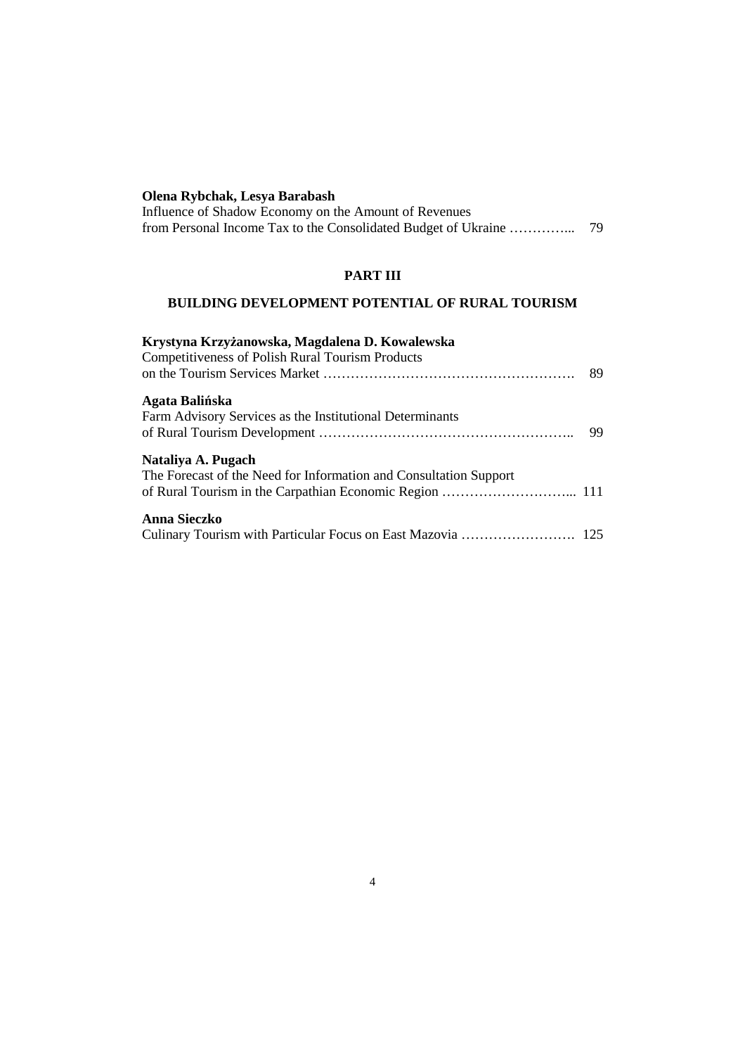**Olena Rybchak, Lesya Barabash**
Influence of Shadow Economy on the Amount of Revenues
from Personal Income Tax to the Consolidated Budget of Ukraine ………….. 79

## PART III

## BUILDING DEVELOPMENT POTENTIAL OF RURAL TOURISM

**Krystyna Krzyżanowska, Magdalena D. Kowalewska**
Competitiveness of Polish Rural Tourism Products
on the Tourism Services Market ………………………………………………. 89

**Agata Balińska**
Farm Advisory Services as the Institutional Determinants
of Rural Tourism Development ……………………………………………….. 99

**Nataliya A. Pugach**
The Forecast of the Need for Information and Consultation Support
of Rural Tourism in the Carpathian Economic Region ……………………….. 111

**Anna Sieczko**
Culinary Tourism with Particular Focus on East Mazovia ……………………. 125